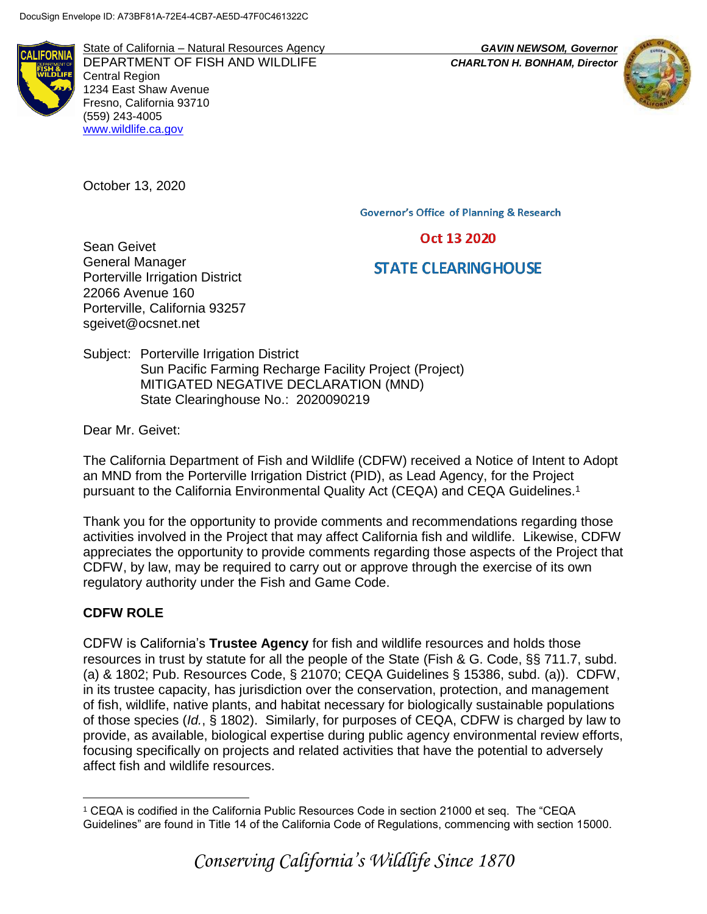DocuSign Envelope ID: A73BF81A-72E4-4CB7-AE5D-47F0C461322C

State of California – Natural Resources Agency
DEPARTMENT OF FISH AND WILDLIFE
Central Region
1234 East Shaw Avenue
Fresno, California 93710
(559) 243-4005
www.wildlife.ca.gov

***GAVIN NEWSOM, Governor***
***CHARLTON H. BONHAM, Director***

October 13, 2020

Governor's Office of Planning & Research

Oct 13 2020

STATE CLEARINGHOUSE

Sean Geivet
General Manager
Porterville Irrigation District
22066 Avenue 160
Porterville, California 93257
sgeivet@ocsnet.net

Subject: Porterville Irrigation District
Sun Pacific Farming Recharge Facility Project (Project)
MITIGATED NEGATIVE DECLARATION (MND)
State Clearinghouse No.: 2020090219

Dear Mr. Geivet:

The California Department of Fish and Wildlife (CDFW) received a Notice of Intent to Adopt an MND from the Porterville Irrigation District (PID), as Lead Agency, for the Project pursuant to the California Environmental Quality Act (CEQA) and CEQA Guidelines.[1]

Thank you for the opportunity to provide comments and recommendations regarding those activities involved in the Project that may affect California fish and wildlife. Likewise, CDFW appreciates the opportunity to provide comments regarding those aspects of the Project that CDFW, by law, may be required to carry out or approve through the exercise of its own regulatory authority under the Fish and Game Code.

**CDFW ROLE**

CDFW is California's **Trustee Agency** for fish and wildlife resources and holds those resources in trust by statute for all the people of the State (Fish & G. Code, §§ 711.7, subd. (a) & 1802; Pub. Resources Code, § 21070; CEQA Guidelines § 15386, subd. (a)). CDFW, in its trustee capacity, has jurisdiction over the conservation, protection, and management of fish, wildlife, native plants, and habitat necessary for biologically sustainable populations of those species (*Id.*, § 1802). Similarly, for purposes of CEQA, CDFW is charged by law to provide, as available, biological expertise during public agency environmental review efforts, focusing specifically on projects and related activities that have the potential to adversely affect fish and wildlife resources.

[1] CEQA is codified in the California Public Resources Code in section 21000 et seq. The "CEQA Guidelines" are found in Title 14 of the California Code of Regulations, commencing with section 15000.

*Conserving California's Wildlife Since 1870*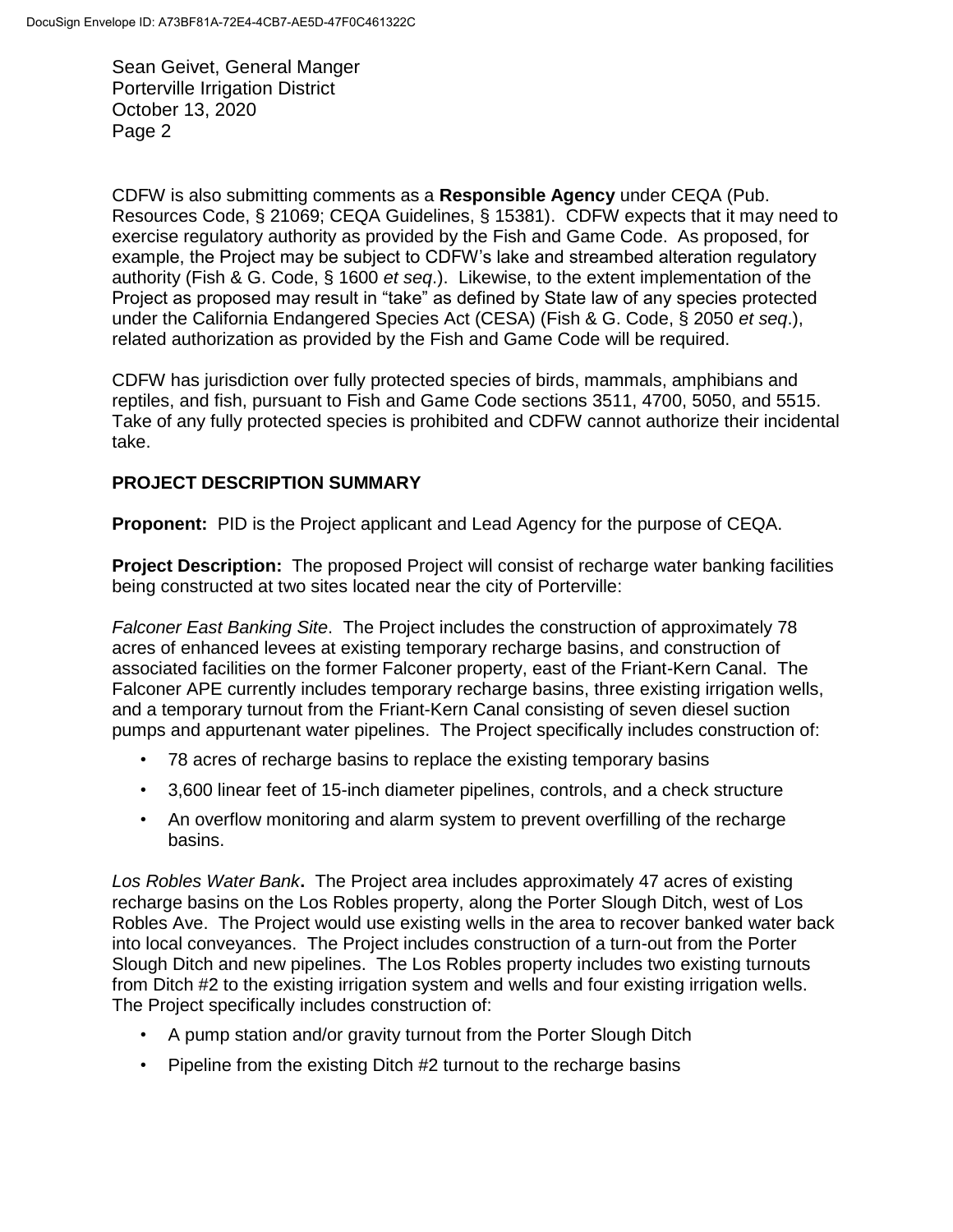CDFW is also submitting comments as a **Responsible Agency** under CEQA (Pub. Resources Code, § 21069; CEQA Guidelines, § 15381). CDFW expects that it may need to exercise regulatory authority as provided by the Fish and Game Code. As proposed, for example, the Project may be subject to CDFW's lake and streambed alteration regulatory authority (Fish & G. Code, § 1600 *et seq*.). Likewise, to the extent implementation of the Project as proposed may result in "take" as defined by State law of any species protected under the California Endangered Species Act (CESA) (Fish & G. Code, § 2050 *et seq*.), related authorization as provided by the Fish and Game Code will be required.

CDFW has jurisdiction over fully protected species of birds, mammals, amphibians and reptiles, and fish, pursuant to Fish and Game Code sections 3511, 4700, 5050, and 5515. Take of any fully protected species is prohibited and CDFW cannot authorize their incidental take.

## PROJECT DESCRIPTION SUMMARY

**Proponent:** PID is the Project applicant and Lead Agency for the purpose of CEQA.

**Project Description:** The proposed Project will consist of recharge water banking facilities being constructed at two sites located near the city of Porterville:

*Falconer East Banking Site*. The Project includes the construction of approximately 78 acres of enhanced levees at existing temporary recharge basins, and construction of associated facilities on the former Falconer property, east of the Friant-Kern Canal. The Falconer APE currently includes temporary recharge basins, three existing irrigation wells, and a temporary turnout from the Friant-Kern Canal consisting of seven diesel suction pumps and appurtenant water pipelines. The Project specifically includes construction of:

- 78 acres of recharge basins to replace the existing temporary basins
- 3,600 linear feet of 15-inch diameter pipelines, controls, and a check structure
- An overflow monitoring and alarm system to prevent overfilling of the recharge basins.

*Los Robles Water Bank***.** The Project area includes approximately 47 acres of existing recharge basins on the Los Robles property, along the Porter Slough Ditch, west of Los Robles Ave. The Project would use existing wells in the area to recover banked water back into local conveyances. The Project includes construction of a turn-out from the Porter Slough Ditch and new pipelines. The Los Robles property includes two existing turnouts from Ditch #2 to the existing irrigation system and wells and four existing irrigation wells. The Project specifically includes construction of:

- A pump station and/or gravity turnout from the Porter Slough Ditch
- Pipeline from the existing Ditch #2 turnout to the recharge basins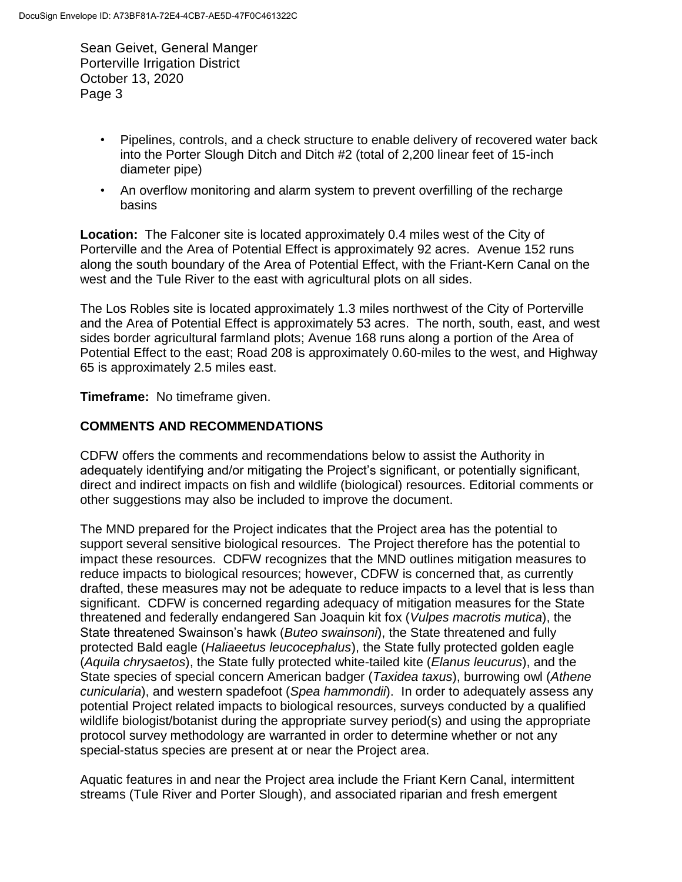- Pipelines, controls, and a check structure to enable delivery of recovered water back into the Porter Slough Ditch and Ditch #2 (total of 2,200 linear feet of 15-inch diameter pipe)
- An overflow monitoring and alarm system to prevent overfilling of the recharge basins

**Location:** The Falconer site is located approximately 0.4 miles west of the City of Porterville and the Area of Potential Effect is approximately 92 acres. Avenue 152 runs along the south boundary of the Area of Potential Effect, with the Friant-Kern Canal on the west and the Tule River to the east with agricultural plots on all sides.

The Los Robles site is located approximately 1.3 miles northwest of the City of Porterville and the Area of Potential Effect is approximately 53 acres. The north, south, east, and west sides border agricultural farmland plots; Avenue 168 runs along a portion of the Area of Potential Effect to the east; Road 208 is approximately 0.60-miles to the west, and Highway 65 is approximately 2.5 miles east.

**Timeframe:** No timeframe given.

## COMMENTS AND RECOMMENDATIONS

CDFW offers the comments and recommendations below to assist the Authority in adequately identifying and/or mitigating the Project's significant, or potentially significant, direct and indirect impacts on fish and wildlife (biological) resources. Editorial comments or other suggestions may also be included to improve the document.

The MND prepared for the Project indicates that the Project area has the potential to support several sensitive biological resources. The Project therefore has the potential to impact these resources. CDFW recognizes that the MND outlines mitigation measures to reduce impacts to biological resources; however, CDFW is concerned that, as currently drafted, these measures may not be adequate to reduce impacts to a level that is less than significant. CDFW is concerned regarding adequacy of mitigation measures for the State threatened and federally endangered San Joaquin kit fox (*Vulpes macrotis mutica*), the State threatened Swainson's hawk (*Buteo swainsoni*), the State threatened and fully protected Bald eagle (*Haliaeetus leucocephalus*), the State fully protected golden eagle (*Aquila chrysaetos*), the State fully protected white-tailed kite (*Elanus leucurus*), and the State species of special concern American badger (*Taxidea taxus*), burrowing owl (*Athene cunicularia*), and western spadefoot (*Spea hammondii*). In order to adequately assess any potential Project related impacts to biological resources, surveys conducted by a qualified wildlife biologist/botanist during the appropriate survey period(s) and using the appropriate protocol survey methodology are warranted in order to determine whether or not any special-status species are present at or near the Project area.

Aquatic features in and near the Project area include the Friant Kern Canal, intermittent streams (Tule River and Porter Slough), and associated riparian and fresh emergent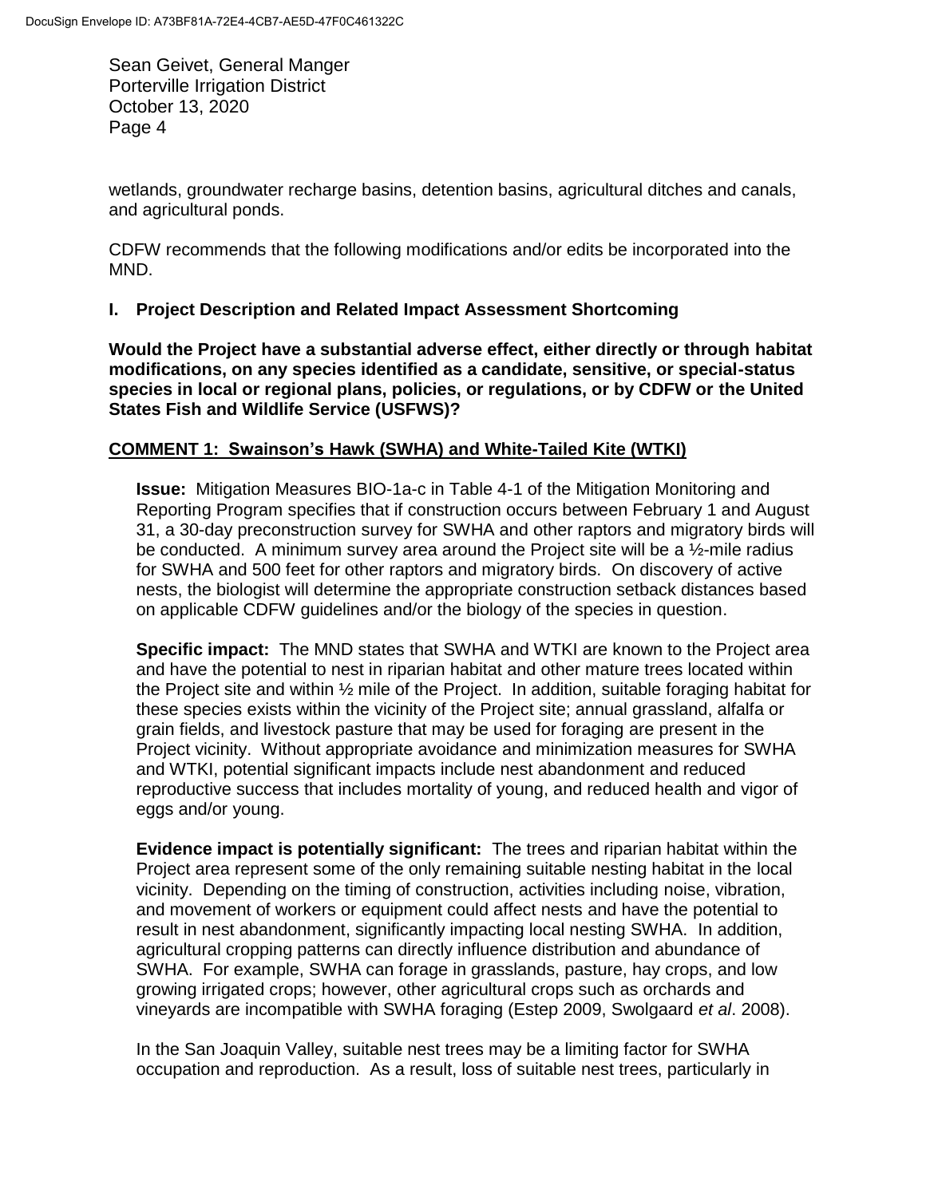wetlands, groundwater recharge basins, detention basins, agricultural ditches and canals, and agricultural ponds.

CDFW recommends that the following modifications and/or edits be incorporated into the MND.

## I. Project Description and Related Impact Assessment Shortcoming

**Would the Project have a substantial adverse effect, either directly or through habitat modifications, on any species identified as a candidate, sensitive, or special-status species in local or regional plans, policies, or regulations, or by CDFW or the United States Fish and Wildlife Service (USFWS)?**

**COMMENT 1: Swainson's Hawk (SWHA) and White-Tailed Kite (WTKI)**

**Issue:** Mitigation Measures BIO-1a-c in Table 4-1 of the Mitigation Monitoring and Reporting Program specifies that if construction occurs between February 1 and August 31, a 30-day preconstruction survey for SWHA and other raptors and migratory birds will be conducted. A minimum survey area around the Project site will be a ½-mile radius for SWHA and 500 feet for other raptors and migratory birds. On discovery of active nests, the biologist will determine the appropriate construction setback distances based on applicable CDFW guidelines and/or the biology of the species in question.

**Specific impact:** The MND states that SWHA and WTKI are known to the Project area and have the potential to nest in riparian habitat and other mature trees located within the Project site and within ½ mile of the Project. In addition, suitable foraging habitat for these species exists within the vicinity of the Project site; annual grassland, alfalfa or grain fields, and livestock pasture that may be used for foraging are present in the Project vicinity. Without appropriate avoidance and minimization measures for SWHA and WTKI, potential significant impacts include nest abandonment and reduced reproductive success that includes mortality of young, and reduced health and vigor of eggs and/or young.

**Evidence impact is potentially significant:** The trees and riparian habitat within the Project area represent some of the only remaining suitable nesting habitat in the local vicinity. Depending on the timing of construction, activities including noise, vibration, and movement of workers or equipment could affect nests and have the potential to result in nest abandonment, significantly impacting local nesting SWHA. In addition, agricultural cropping patterns can directly influence distribution and abundance of SWHA. For example, SWHA can forage in grasslands, pasture, hay crops, and low growing irrigated crops; however, other agricultural crops such as orchards and vineyards are incompatible with SWHA foraging (Estep 2009, Swolgaard *et al*. 2008).

In the San Joaquin Valley, suitable nest trees may be a limiting factor for SWHA occupation and reproduction. As a result, loss of suitable nest trees, particularly in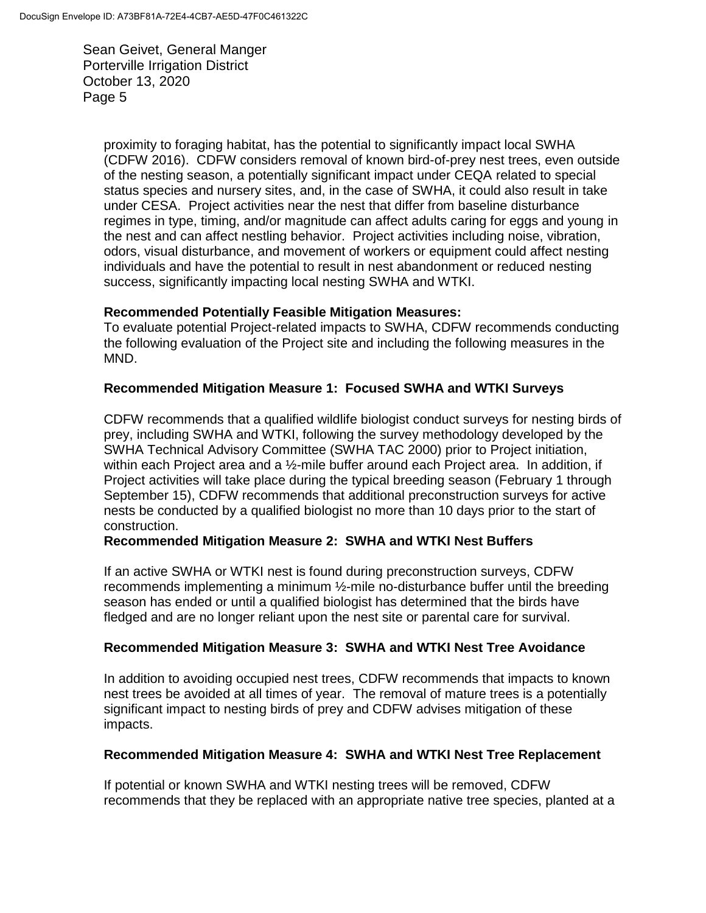proximity to foraging habitat, has the potential to significantly impact local SWHA (CDFW 2016). CDFW considers removal of known bird-of-prey nest trees, even outside of the nesting season, a potentially significant impact under CEQA related to special status species and nursery sites, and, in the case of SWHA, it could also result in take under CESA. Project activities near the nest that differ from baseline disturbance regimes in type, timing, and/or magnitude can affect adults caring for eggs and young in the nest and can affect nestling behavior. Project activities including noise, vibration, odors, visual disturbance, and movement of workers or equipment could affect nesting individuals and have the potential to result in nest abandonment or reduced nesting success, significantly impacting local nesting SWHA and WTKI.

**Recommended Potentially Feasible Mitigation Measures:**
To evaluate potential Project-related impacts to SWHA, CDFW recommends conducting the following evaluation of the Project site and including the following measures in the MND.

**Recommended Mitigation Measure 1: Focused SWHA and WTKI Surveys**

CDFW recommends that a qualified wildlife biologist conduct surveys for nesting birds of prey, including SWHA and WTKI, following the survey methodology developed by the SWHA Technical Advisory Committee (SWHA TAC 2000) prior to Project initiation, within each Project area and a ½-mile buffer around each Project area. In addition, if Project activities will take place during the typical breeding season (February 1 through September 15), CDFW recommends that additional preconstruction surveys for active nests be conducted by a qualified biologist no more than 10 days prior to the start of construction.

**Recommended Mitigation Measure 2: SWHA and WTKI Nest Buffers**

If an active SWHA or WTKI nest is found during preconstruction surveys, CDFW recommends implementing a minimum ½-mile no-disturbance buffer until the breeding season has ended or until a qualified biologist has determined that the birds have fledged and are no longer reliant upon the nest site or parental care for survival.

**Recommended Mitigation Measure 3: SWHA and WTKI Nest Tree Avoidance**

In addition to avoiding occupied nest trees, CDFW recommends that impacts to known nest trees be avoided at all times of year. The removal of mature trees is a potentially significant impact to nesting birds of prey and CDFW advises mitigation of these impacts.

**Recommended Mitigation Measure 4: SWHA and WTKI Nest Tree Replacement**

If potential or known SWHA and WTKI nesting trees will be removed, CDFW recommends that they be replaced with an appropriate native tree species, planted at a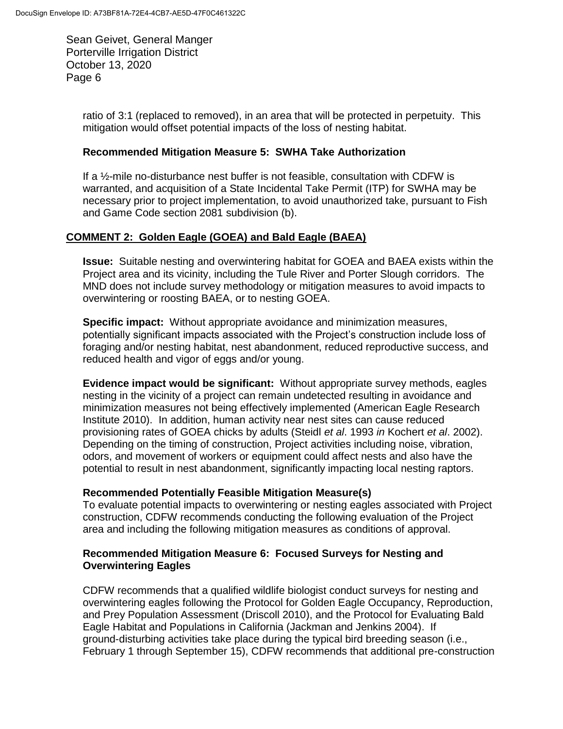ratio of 3:1 (replaced to removed), in an area that will be protected in perpetuity. This mitigation would offset potential impacts of the loss of nesting habitat.

**Recommended Mitigation Measure 5: SWHA Take Authorization**

If a ½-mile no-disturbance nest buffer is not feasible, consultation with CDFW is warranted, and acquisition of a State Incidental Take Permit (ITP) for SWHA may be necessary prior to project implementation, to avoid unauthorized take, pursuant to Fish and Game Code section 2081 subdivision (b).

## COMMENT 2: Golden Eagle (GOEA) and Bald Eagle (BAEA)

**Issue:** Suitable nesting and overwintering habitat for GOEA and BAEA exists within the Project area and its vicinity, including the Tule River and Porter Slough corridors. The MND does not include survey methodology or mitigation measures to avoid impacts to overwintering or roosting BAEA, or to nesting GOEA.

**Specific impact:** Without appropriate avoidance and minimization measures, potentially significant impacts associated with the Project's construction include loss of foraging and/or nesting habitat, nest abandonment, reduced reproductive success, and reduced health and vigor of eggs and/or young.

**Evidence impact would be significant:** Without appropriate survey methods, eagles nesting in the vicinity of a project can remain undetected resulting in avoidance and minimization measures not being effectively implemented (American Eagle Research Institute 2010). In addition, human activity near nest sites can cause reduced provisioning rates of GOEA chicks by adults (Steidl *et al*. 1993 *in* Kochert *et al*. 2002). Depending on the timing of construction, Project activities including noise, vibration, odors, and movement of workers or equipment could affect nests and also have the potential to result in nest abandonment, significantly impacting local nesting raptors.

**Recommended Potentially Feasible Mitigation Measure(s)**

To evaluate potential impacts to overwintering or nesting eagles associated with Project construction, CDFW recommends conducting the following evaluation of the Project area and including the following mitigation measures as conditions of approval.

**Recommended Mitigation Measure 6: Focused Surveys for Nesting and Overwintering Eagles**

CDFW recommends that a qualified wildlife biologist conduct surveys for nesting and overwintering eagles following the Protocol for Golden Eagle Occupancy, Reproduction, and Prey Population Assessment (Driscoll 2010), and the Protocol for Evaluating Bald Eagle Habitat and Populations in California (Jackman and Jenkins 2004). If ground-disturbing activities take place during the typical bird breeding season (i.e., February 1 through September 15), CDFW recommends that additional pre-construction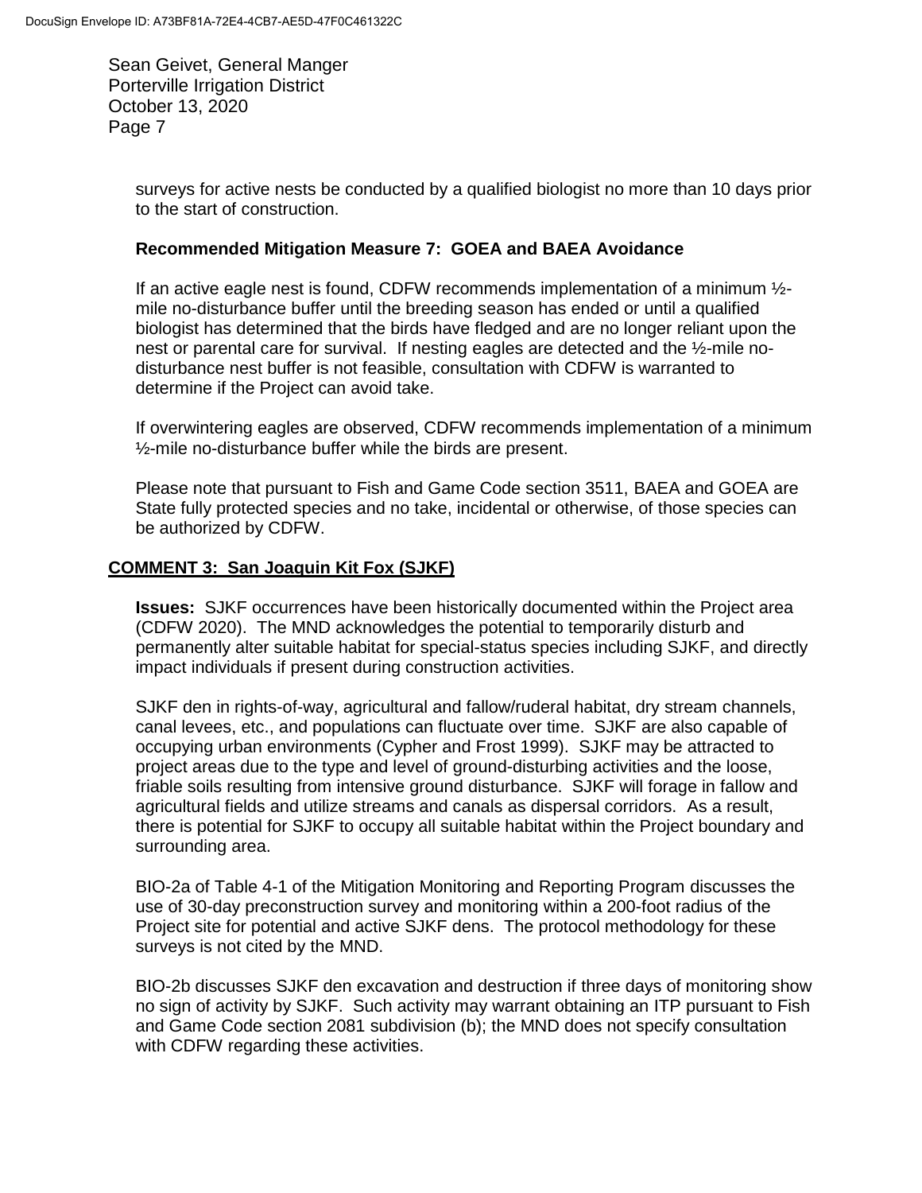surveys for active nests be conducted by a qualified biologist no more than 10 days prior to the start of construction.

**Recommended Mitigation Measure 7: GOEA and BAEA Avoidance**

If an active eagle nest is found, CDFW recommends implementation of a minimum ½-mile no-disturbance buffer until the breeding season has ended or until a qualified biologist has determined that the birds have fledged and are no longer reliant upon the nest or parental care for survival. If nesting eagles are detected and the ½-mile no-disturbance nest buffer is not feasible, consultation with CDFW is warranted to determine if the Project can avoid take.

If overwintering eagles are observed, CDFW recommends implementation of a minimum ½-mile no-disturbance buffer while the birds are present.

Please note that pursuant to Fish and Game Code section 3511, BAEA and GOEA are State fully protected species and no take, incidental or otherwise, of those species can be authorized by CDFW.

**COMMENT 3: San Joaquin Kit Fox (SJKF)**

**Issues:** SJKF occurrences have been historically documented within the Project area (CDFW 2020). The MND acknowledges the potential to temporarily disturb and permanently alter suitable habitat for special-status species including SJKF, and directly impact individuals if present during construction activities.

SJKF den in rights-of-way, agricultural and fallow/ruderal habitat, dry stream channels, canal levees, etc., and populations can fluctuate over time. SJKF are also capable of occupying urban environments (Cypher and Frost 1999). SJKF may be attracted to project areas due to the type and level of ground-disturbing activities and the loose, friable soils resulting from intensive ground disturbance. SJKF will forage in fallow and agricultural fields and utilize streams and canals as dispersal corridors. As a result, there is potential for SJKF to occupy all suitable habitat within the Project boundary and surrounding area.

BIO-2a of Table 4-1 of the Mitigation Monitoring and Reporting Program discusses the use of 30-day preconstruction survey and monitoring within a 200-foot radius of the Project site for potential and active SJKF dens. The protocol methodology for these surveys is not cited by the MND.

BIO-2b discusses SJKF den excavation and destruction if three days of monitoring show no sign of activity by SJKF. Such activity may warrant obtaining an ITP pursuant to Fish and Game Code section 2081 subdivision (b); the MND does not specify consultation with CDFW regarding these activities.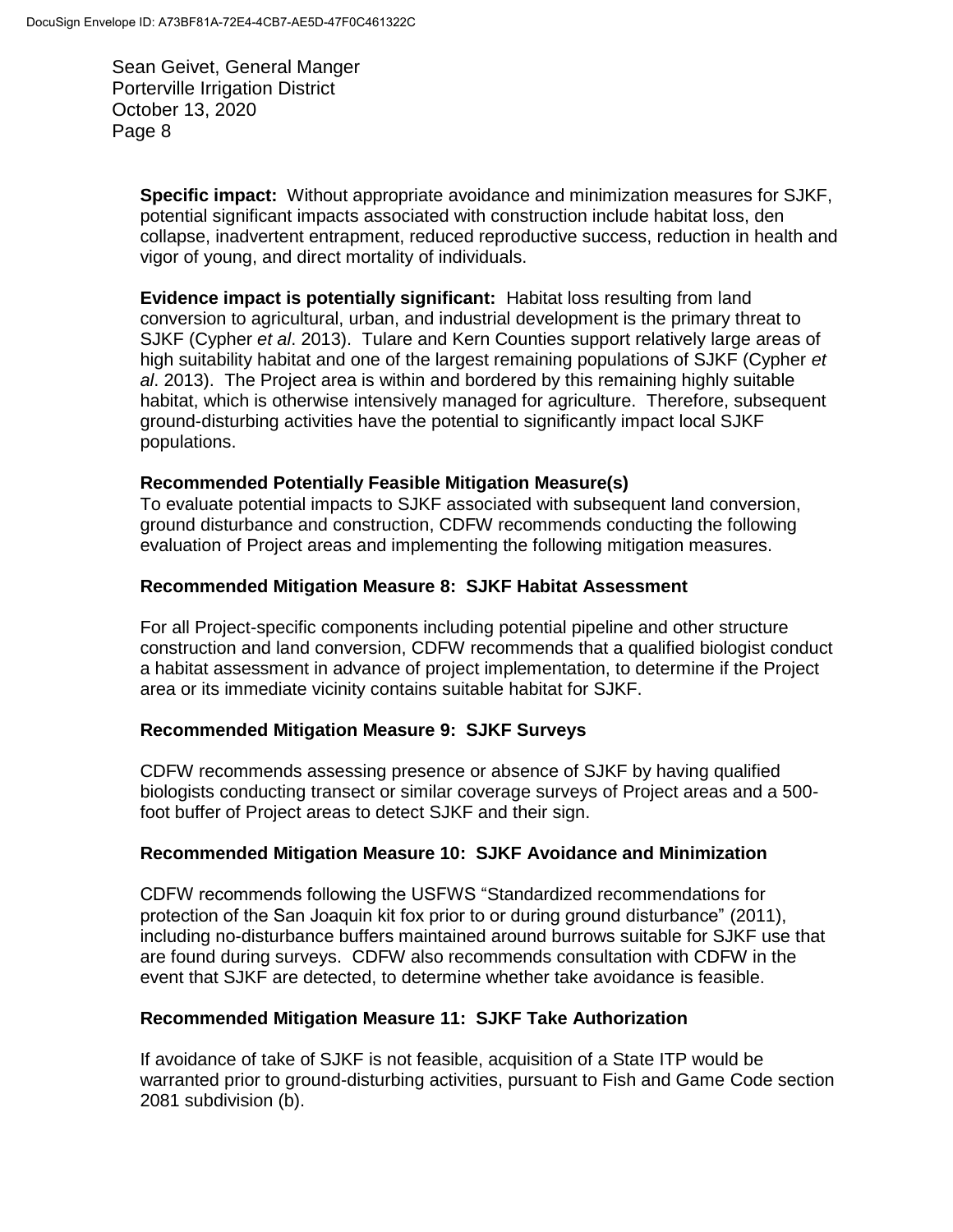**Specific impact:** Without appropriate avoidance and minimization measures for SJKF, potential significant impacts associated with construction include habitat loss, den collapse, inadvertent entrapment, reduced reproductive success, reduction in health and vigor of young, and direct mortality of individuals.

**Evidence impact is potentially significant:** Habitat loss resulting from land conversion to agricultural, urban, and industrial development is the primary threat to SJKF (Cypher *et al*. 2013). Tulare and Kern Counties support relatively large areas of high suitability habitat and one of the largest remaining populations of SJKF (Cypher *et al*. 2013). The Project area is within and bordered by this remaining highly suitable habitat, which is otherwise intensively managed for agriculture. Therefore, subsequent ground-disturbing activities have the potential to significantly impact local SJKF populations.

**Recommended Potentially Feasible Mitigation Measure(s)**

To evaluate potential impacts to SJKF associated with subsequent land conversion, ground disturbance and construction, CDFW recommends conducting the following evaluation of Project areas and implementing the following mitigation measures.

**Recommended Mitigation Measure 8: SJKF Habitat Assessment**

For all Project-specific components including potential pipeline and other structure construction and land conversion, CDFW recommends that a qualified biologist conduct a habitat assessment in advance of project implementation, to determine if the Project area or its immediate vicinity contains suitable habitat for SJKF.

**Recommended Mitigation Measure 9: SJKF Surveys**

CDFW recommends assessing presence or absence of SJKF by having qualified biologists conducting transect or similar coverage surveys of Project areas and a 500-foot buffer of Project areas to detect SJKF and their sign.

**Recommended Mitigation Measure 10: SJKF Avoidance and Minimization**

CDFW recommends following the USFWS "Standardized recommendations for protection of the San Joaquin kit fox prior to or during ground disturbance" (2011), including no-disturbance buffers maintained around burrows suitable for SJKF use that are found during surveys. CDFW also recommends consultation with CDFW in the event that SJKF are detected, to determine whether take avoidance is feasible.

**Recommended Mitigation Measure 11: SJKF Take Authorization**

If avoidance of take of SJKF is not feasible, acquisition of a State ITP would be warranted prior to ground-disturbing activities, pursuant to Fish and Game Code section 2081 subdivision (b).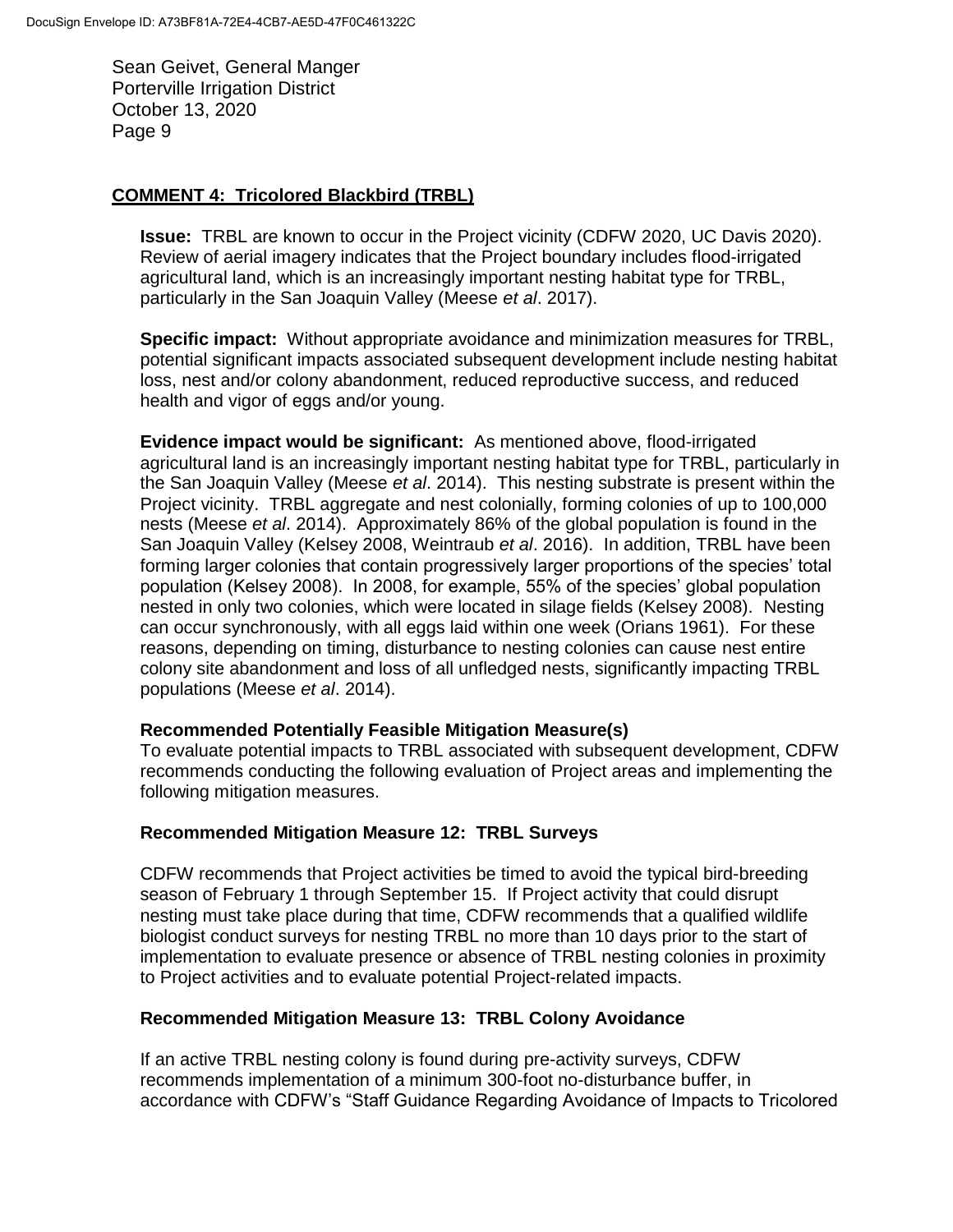## COMMENT 4: Tricolored Blackbird (TRBL)

**Issue:** TRBL are known to occur in the Project vicinity (CDFW 2020, UC Davis 2020). Review of aerial imagery indicates that the Project boundary includes flood-irrigated agricultural land, which is an increasingly important nesting habitat type for TRBL, particularly in the San Joaquin Valley (Meese *et al*. 2017).

**Specific impact:** Without appropriate avoidance and minimization measures for TRBL, potential significant impacts associated subsequent development include nesting habitat loss, nest and/or colony abandonment, reduced reproductive success, and reduced health and vigor of eggs and/or young.

**Evidence impact would be significant:** As mentioned above, flood-irrigated agricultural land is an increasingly important nesting habitat type for TRBL, particularly in the San Joaquin Valley (Meese *et al*. 2014). This nesting substrate is present within the Project vicinity. TRBL aggregate and nest colonially, forming colonies of up to 100,000 nests (Meese *et al*. 2014). Approximately 86% of the global population is found in the San Joaquin Valley (Kelsey 2008, Weintraub *et al*. 2016). In addition, TRBL have been forming larger colonies that contain progressively larger proportions of the species' total population (Kelsey 2008). In 2008, for example, 55% of the species' global population nested in only two colonies, which were located in silage fields (Kelsey 2008). Nesting can occur synchronously, with all eggs laid within one week (Orians 1961). For these reasons, depending on timing, disturbance to nesting colonies can cause nest entire colony site abandonment and loss of all unfledged nests, significantly impacting TRBL populations (Meese *et al*. 2014).

### Recommended Potentially Feasible Mitigation Measure(s)

To evaluate potential impacts to TRBL associated with subsequent development, CDFW recommends conducting the following evaluation of Project areas and implementing the following mitigation measures.

### Recommended Mitigation Measure 12: TRBL Surveys

CDFW recommends that Project activities be timed to avoid the typical bird-breeding season of February 1 through September 15. If Project activity that could disrupt nesting must take place during that time, CDFW recommends that a qualified wildlife biologist conduct surveys for nesting TRBL no more than 10 days prior to the start of implementation to evaluate presence or absence of TRBL nesting colonies in proximity to Project activities and to evaluate potential Project-related impacts.

### Recommended Mitigation Measure 13: TRBL Colony Avoidance

If an active TRBL nesting colony is found during pre-activity surveys, CDFW recommends implementation of a minimum 300-foot no-disturbance buffer, in accordance with CDFW's "Staff Guidance Regarding Avoidance of Impacts to Tricolored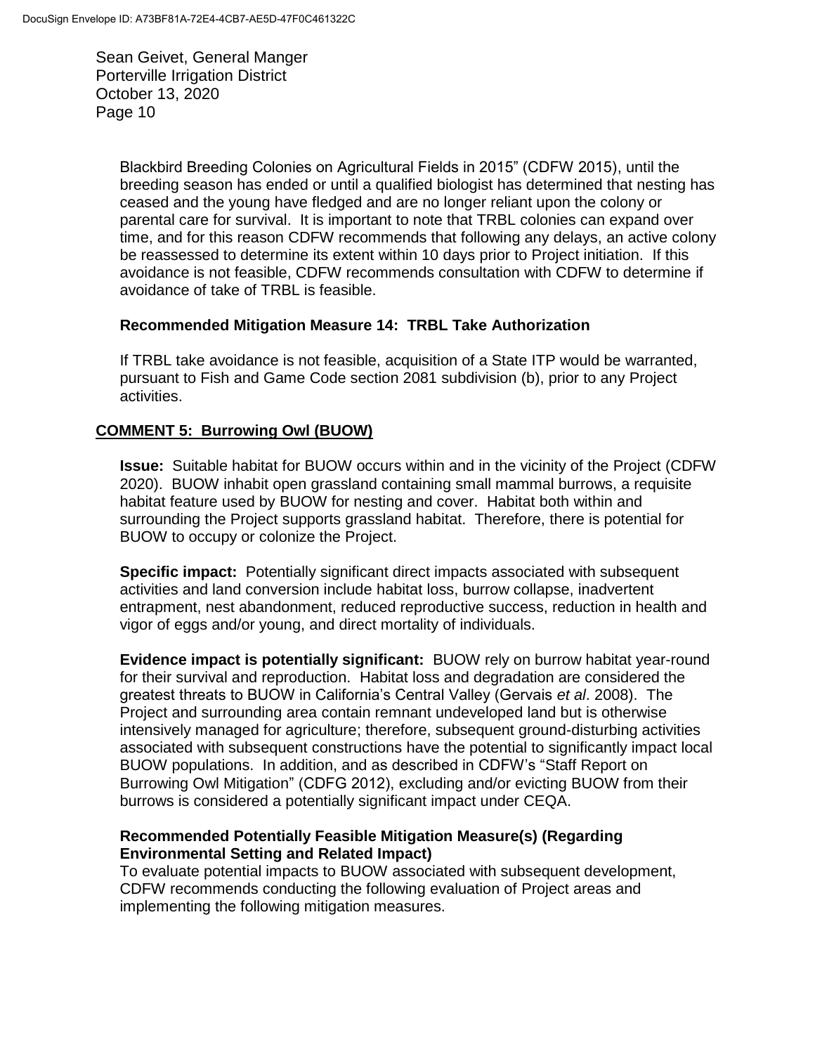Blackbird Breeding Colonies on Agricultural Fields in 2015" (CDFW 2015), until the breeding season has ended or until a qualified biologist has determined that nesting has ceased and the young have fledged and are no longer reliant upon the colony or parental care for survival. It is important to note that TRBL colonies can expand over time, and for this reason CDFW recommends that following any delays, an active colony be reassessed to determine its extent within 10 days prior to Project initiation. If this avoidance is not feasible, CDFW recommends consultation with CDFW to determine if avoidance of take of TRBL is feasible.

**Recommended Mitigation Measure 14: TRBL Take Authorization**

If TRBL take avoidance is not feasible, acquisition of a State ITP would be warranted, pursuant to Fish and Game Code section 2081 subdivision (b), prior to any Project activities.

**COMMENT 5: Burrowing Owl (BUOW)**

**Issue:** Suitable habitat for BUOW occurs within and in the vicinity of the Project (CDFW 2020). BUOW inhabit open grassland containing small mammal burrows, a requisite habitat feature used by BUOW for nesting and cover. Habitat both within and surrounding the Project supports grassland habitat. Therefore, there is potential for BUOW to occupy or colonize the Project.

**Specific impact:** Potentially significant direct impacts associated with subsequent activities and land conversion include habitat loss, burrow collapse, inadvertent entrapment, nest abandonment, reduced reproductive success, reduction in health and vigor of eggs and/or young, and direct mortality of individuals.

**Evidence impact is potentially significant:** BUOW rely on burrow habitat year-round for their survival and reproduction. Habitat loss and degradation are considered the greatest threats to BUOW in California's Central Valley (Gervais *et al*. 2008). The Project and surrounding area contain remnant undeveloped land but is otherwise intensively managed for agriculture; therefore, subsequent ground-disturbing activities associated with subsequent constructions have the potential to significantly impact local BUOW populations. In addition, and as described in CDFW's "Staff Report on Burrowing Owl Mitigation" (CDFG 2012), excluding and/or evicting BUOW from their burrows is considered a potentially significant impact under CEQA.

**Recommended Potentially Feasible Mitigation Measure(s) (Regarding Environmental Setting and Related Impact)**

To evaluate potential impacts to BUOW associated with subsequent development, CDFW recommends conducting the following evaluation of Project areas and implementing the following mitigation measures.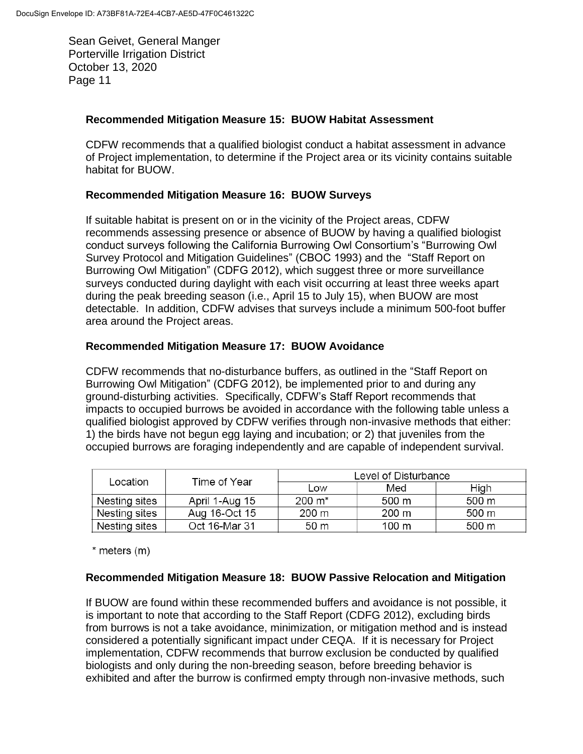**Recommended Mitigation Measure 15: BUOW Habitat Assessment**

CDFW recommends that a qualified biologist conduct a habitat assessment in advance of Project implementation, to determine if the Project area or its vicinity contains suitable habitat for BUOW.

**Recommended Mitigation Measure 16: BUOW Surveys**

If suitable habitat is present on or in the vicinity of the Project areas, CDFW recommends assessing presence or absence of BUOW by having a qualified biologist conduct surveys following the California Burrowing Owl Consortium's "Burrowing Owl Survey Protocol and Mitigation Guidelines" (CBOC 1993) and the "Staff Report on Burrowing Owl Mitigation" (CDFG 2012), which suggest three or more surveillance surveys conducted during daylight with each visit occurring at least three weeks apart during the peak breeding season (i.e., April 15 to July 15), when BUOW are most detectable. In addition, CDFW advises that surveys include a minimum 500-foot buffer area around the Project areas.

**Recommended Mitigation Measure 17: BUOW Avoidance**

CDFW recommends that no-disturbance buffers, as outlined in the "Staff Report on Burrowing Owl Mitigation" (CDFG 2012), be implemented prior to and during any ground-disturbing activities. Specifically, CDFW's Staff Report recommends that impacts to occupied burrows be avoided in accordance with the following table unless a qualified biologist approved by CDFW verifies through non-invasive methods that either: 1) the birds have not begun egg laying and incubation; or 2) that juveniles from the occupied burrows are foraging independently and are capable of independent survival.

| Location | Time of Year | Level of Disturbance | | |
|---|---|---|---|---|
| | | Low | Med | High |
| Nesting sites | April 1-Aug 15 | 200 m* | 500 m | 500 m |
| Nesting sites | Aug 16-Oct 15 | 200 m | 200 m | 500 m |
| Nesting sites | Oct 16-Mar 31 | 50 m | 100 m | 500 m |

* meters (m)

**Recommended Mitigation Measure 18: BUOW Passive Relocation and Mitigation**

If BUOW are found within these recommended buffers and avoidance is not possible, it is important to note that according to the Staff Report (CDFG 2012), excluding birds from burrows is not a take avoidance, minimization, or mitigation method and is instead considered a potentially significant impact under CEQA. If it is necessary for Project implementation, CDFW recommends that burrow exclusion be conducted by qualified biologists and only during the non-breeding season, before breeding behavior is exhibited and after the burrow is confirmed empty through non-invasive methods, such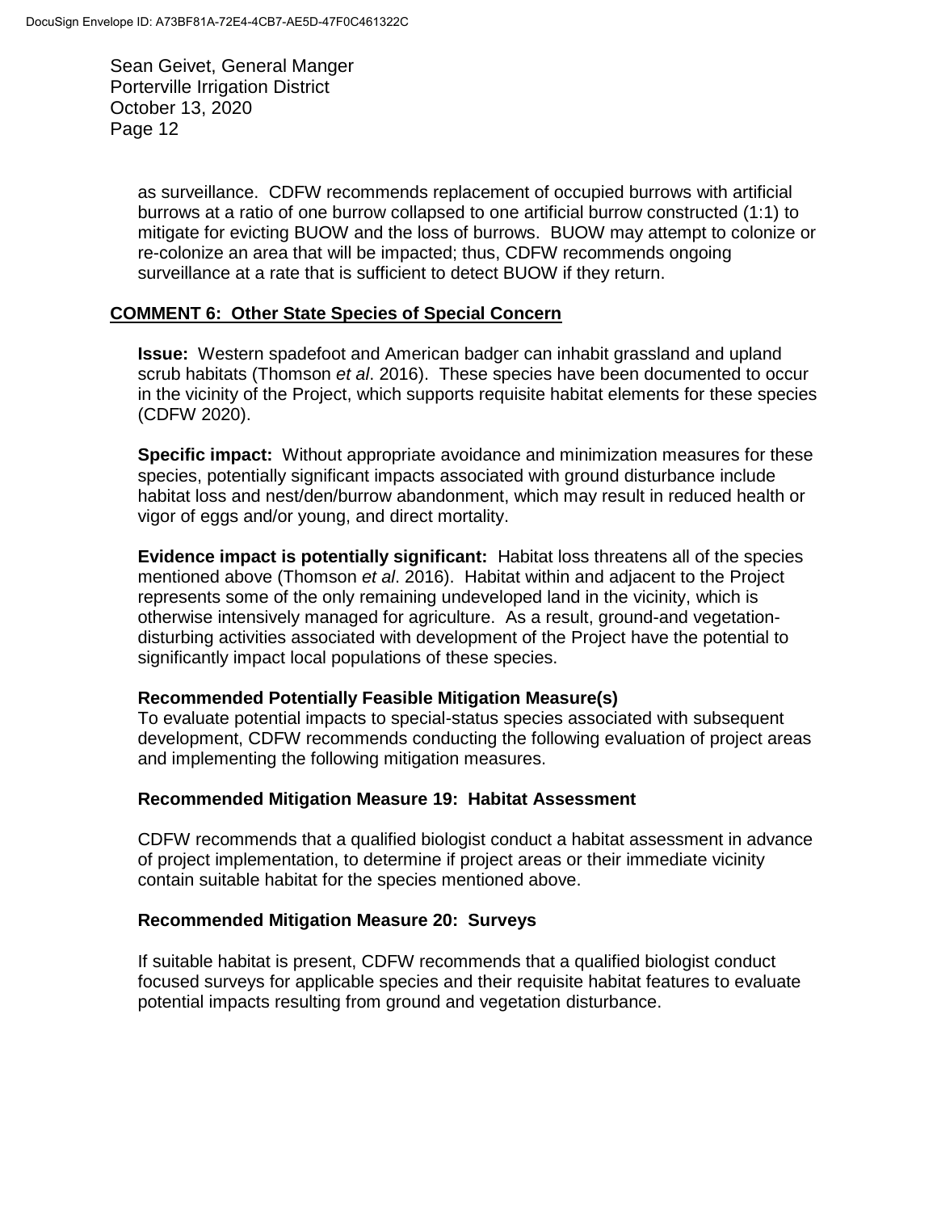as surveillance. CDFW recommends replacement of occupied burrows with artificial burrows at a ratio of one burrow collapsed to one artificial burrow constructed (1:1) to mitigate for evicting BUOW and the loss of burrows. BUOW may attempt to colonize or re-colonize an area that will be impacted; thus, CDFW recommends ongoing surveillance at a rate that is sufficient to detect BUOW if they return.

**COMMENT 6: Other State Species of Special Concern**

**Issue:** Western spadefoot and American badger can inhabit grassland and upland scrub habitats (Thomson *et al*. 2016). These species have been documented to occur in the vicinity of the Project, which supports requisite habitat elements for these species (CDFW 2020).

**Specific impact:** Without appropriate avoidance and minimization measures for these species, potentially significant impacts associated with ground disturbance include habitat loss and nest/den/burrow abandonment, which may result in reduced health or vigor of eggs and/or young, and direct mortality.

**Evidence impact is potentially significant:** Habitat loss threatens all of the species mentioned above (Thomson *et al*. 2016). Habitat within and adjacent to the Project represents some of the only remaining undeveloped land in the vicinity, which is otherwise intensively managed for agriculture. As a result, ground-and vegetation-disturbing activities associated with development of the Project have the potential to significantly impact local populations of these species.

**Recommended Potentially Feasible Mitigation Measure(s)**

To evaluate potential impacts to special-status species associated with subsequent development, CDFW recommends conducting the following evaluation of project areas and implementing the following mitigation measures.

**Recommended Mitigation Measure 19: Habitat Assessment**

CDFW recommends that a qualified biologist conduct a habitat assessment in advance of project implementation, to determine if project areas or their immediate vicinity contain suitable habitat for the species mentioned above.

**Recommended Mitigation Measure 20: Surveys**

If suitable habitat is present, CDFW recommends that a qualified biologist conduct focused surveys for applicable species and their requisite habitat features to evaluate potential impacts resulting from ground and vegetation disturbance.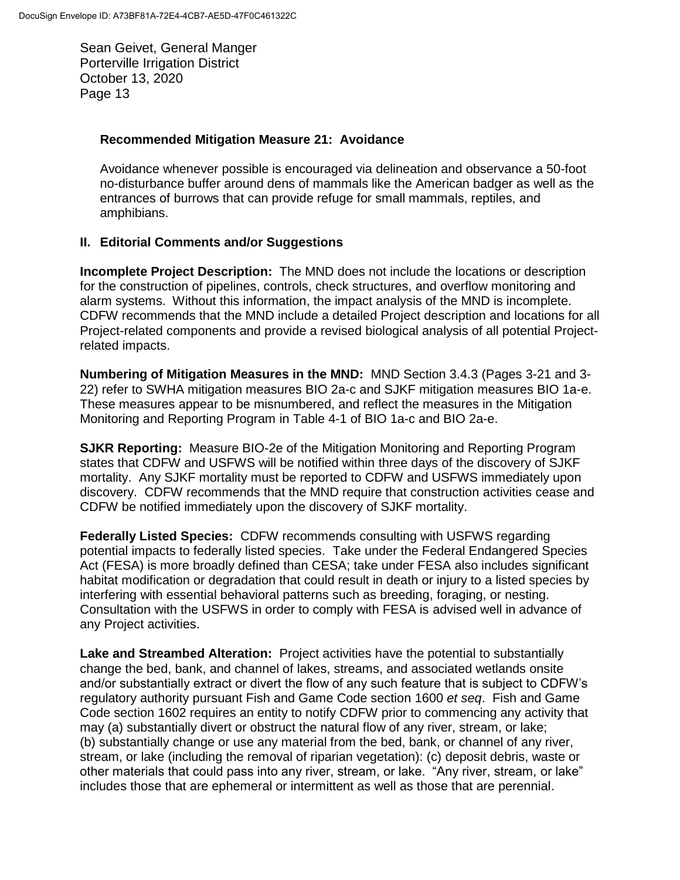**Recommended Mitigation Measure 21: Avoidance**

Avoidance whenever possible is encouraged via delineation and observance a 50-foot no-disturbance buffer around dens of mammals like the American badger as well as the entrances of burrows that can provide refuge for small mammals, reptiles, and amphibians.

## II. Editorial Comments and/or Suggestions

**Incomplete Project Description:** The MND does not include the locations or description for the construction of pipelines, controls, check structures, and overflow monitoring and alarm systems. Without this information, the impact analysis of the MND is incomplete. CDFW recommends that the MND include a detailed Project description and locations for all Project-related components and provide a revised biological analysis of all potential Project-related impacts.

**Numbering of Mitigation Measures in the MND:** MND Section 3.4.3 (Pages 3-21 and 3-22) refer to SWHA mitigation measures BIO 2a-c and SJKF mitigation measures BIO 1a-e. These measures appear to be misnumbered, and reflect the measures in the Mitigation Monitoring and Reporting Program in Table 4-1 of BIO 1a-c and BIO 2a-e.

**SJKR Reporting:** Measure BIO-2e of the Mitigation Monitoring and Reporting Program states that CDFW and USFWS will be notified within three days of the discovery of SJKF mortality. Any SJKF mortality must be reported to CDFW and USFWS immediately upon discovery. CDFW recommends that the MND require that construction activities cease and CDFW be notified immediately upon the discovery of SJKF mortality.

**Federally Listed Species:** CDFW recommends consulting with USFWS regarding potential impacts to federally listed species. Take under the Federal Endangered Species Act (FESA) is more broadly defined than CESA; take under FESA also includes significant habitat modification or degradation that could result in death or injury to a listed species by interfering with essential behavioral patterns such as breeding, foraging, or nesting. Consultation with the USFWS in order to comply with FESA is advised well in advance of any Project activities.

**Lake and Streambed Alteration:** Project activities have the potential to substantially change the bed, bank, and channel of lakes, streams, and associated wetlands onsite and/or substantially extract or divert the flow of any such feature that is subject to CDFW's regulatory authority pursuant Fish and Game Code section 1600 *et seq*. Fish and Game Code section 1602 requires an entity to notify CDFW prior to commencing any activity that may (a) substantially divert or obstruct the natural flow of any river, stream, or lake; (b) substantially change or use any material from the bed, bank, or channel of any river, stream, or lake (including the removal of riparian vegetation): (c) deposit debris, waste or other materials that could pass into any river, stream, or lake. "Any river, stream, or lake" includes those that are ephemeral or intermittent as well as those that are perennial.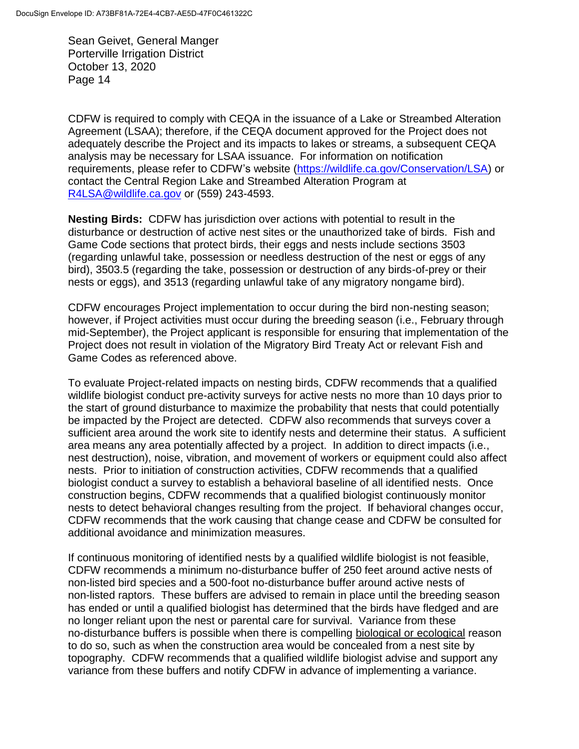CDFW is required to comply with CEQA in the issuance of a Lake or Streambed Alteration Agreement (LSAA); therefore, if the CEQA document approved for the Project does not adequately describe the Project and its impacts to lakes or streams, a subsequent CEQA analysis may be necessary for LSAA issuance. For information on notification requirements, please refer to CDFW's website (https://wildlife.ca.gov/Conservation/LSA) or contact the Central Region Lake and Streambed Alteration Program at R4LSA@wildlife.ca.gov or (559) 243-4593.

**Nesting Birds:** CDFW has jurisdiction over actions with potential to result in the disturbance or destruction of active nest sites or the unauthorized take of birds. Fish and Game Code sections that protect birds, their eggs and nests include sections 3503 (regarding unlawful take, possession or needless destruction of the nest or eggs of any bird), 3503.5 (regarding the take, possession or destruction of any birds-of-prey or their nests or eggs), and 3513 (regarding unlawful take of any migratory nongame bird).

CDFW encourages Project implementation to occur during the bird non-nesting season; however, if Project activities must occur during the breeding season (i.e., February through mid-September), the Project applicant is responsible for ensuring that implementation of the Project does not result in violation of the Migratory Bird Treaty Act or relevant Fish and Game Codes as referenced above.

To evaluate Project-related impacts on nesting birds, CDFW recommends that a qualified wildlife biologist conduct pre-activity surveys for active nests no more than 10 days prior to the start of ground disturbance to maximize the probability that nests that could potentially be impacted by the Project are detected. CDFW also recommends that surveys cover a sufficient area around the work site to identify nests and determine their status. A sufficient area means any area potentially affected by a project. In addition to direct impacts (i.e., nest destruction), noise, vibration, and movement of workers or equipment could also affect nests. Prior to initiation of construction activities, CDFW recommends that a qualified biologist conduct a survey to establish a behavioral baseline of all identified nests. Once construction begins, CDFW recommends that a qualified biologist continuously monitor nests to detect behavioral changes resulting from the project. If behavioral changes occur, CDFW recommends that the work causing that change cease and CDFW be consulted for additional avoidance and minimization measures.

If continuous monitoring of identified nests by a qualified wildlife biologist is not feasible, CDFW recommends a minimum no-disturbance buffer of 250 feet around active nests of non-listed bird species and a 500-foot no-disturbance buffer around active nests of non-listed raptors. These buffers are advised to remain in place until the breeding season has ended or until a qualified biologist has determined that the birds have fledged and are no longer reliant upon the nest or parental care for survival. Variance from these no-disturbance buffers is possible when there is compelling biological or ecological reason to do so, such as when the construction area would be concealed from a nest site by topography. CDFW recommends that a qualified wildlife biologist advise and support any variance from these buffers and notify CDFW in advance of implementing a variance.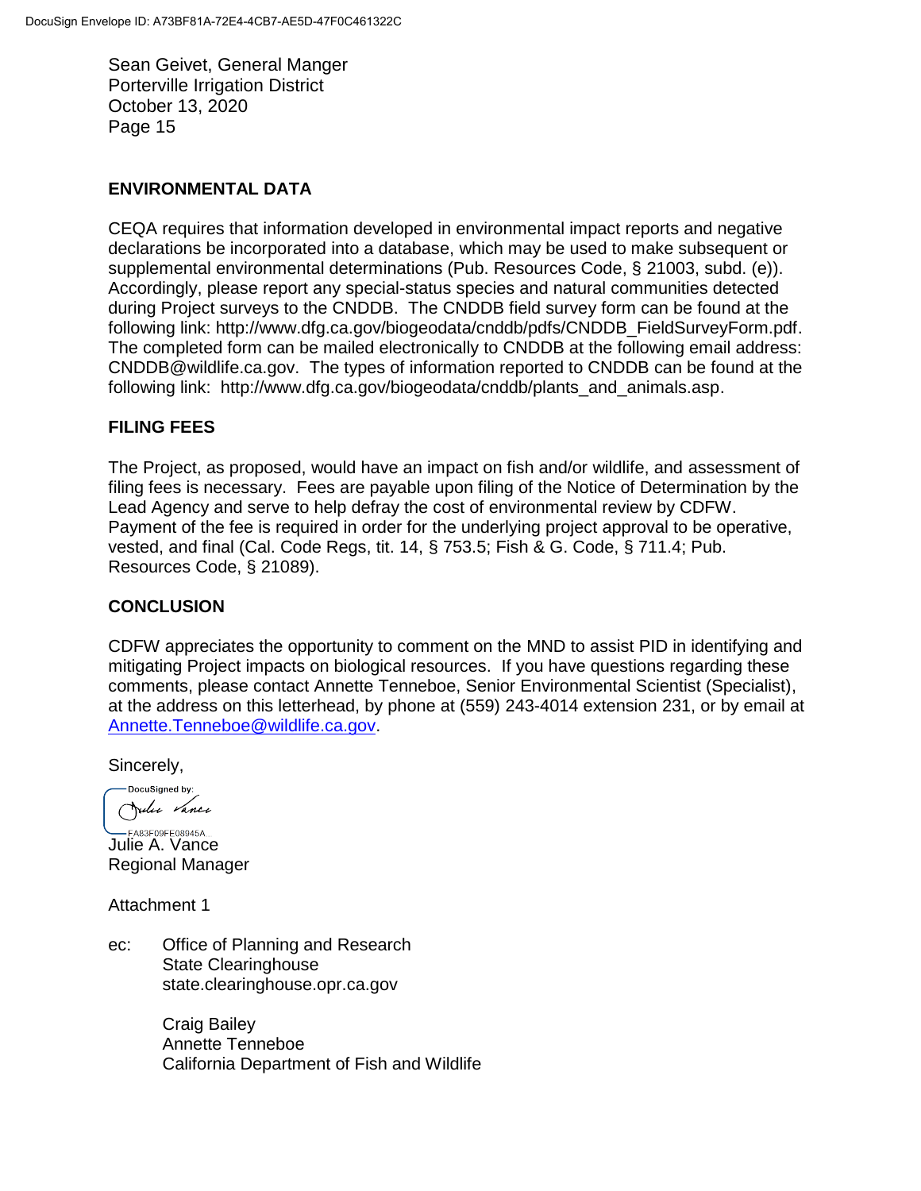Sean Geivet, General Manger
Porterville Irrigation District
October 13, 2020

## ENVIRONMENTAL DATA

CEQA requires that information developed in environmental impact reports and negative declarations be incorporated into a database, which may be used to make subsequent or supplemental environmental determinations (Pub. Resources Code, § 21003, subd. (e)). Accordingly, please report any special-status species and natural communities detected during Project surveys to the CNDDB. The CNDDB field survey form can be found at the following link: http://www.dfg.ca.gov/biogeodata/cnddb/pdfs/CNDDB_FieldSurveyForm.pdf. The completed form can be mailed electronically to CNDDB at the following email address: CNDDB@wildlife.ca.gov. The types of information reported to CNDDB can be found at the following link: http://www.dfg.ca.gov/biogeodata/cnddb/plants_and_animals.asp.

## FILING FEES

The Project, as proposed, would have an impact on fish and/or wildlife, and assessment of filing fees is necessary. Fees are payable upon filing of the Notice of Determination by the Lead Agency and serve to help defray the cost of environmental review by CDFW. Payment of the fee is required in order for the underlying project approval to be operative, vested, and final (Cal. Code Regs, tit. 14, § 753.5; Fish & G. Code, § 711.4; Pub. Resources Code, § 21089).

## CONCLUSION

CDFW appreciates the opportunity to comment on the MND to assist PID in identifying and mitigating Project impacts on biological resources. If you have questions regarding these comments, please contact Annette Tenneboe, Senior Environmental Scientist (Specialist), at the address on this letterhead, by phone at (559) 243-4014 extension 231, or by email at Annette.Tenneboe@wildlife.ca.gov.

Sincerely,

DocuSigned by:
FA83F09FE08945A

Julie A. Vance
Regional Manager

Attachment 1

ec: Office of Planning and Research
State Clearinghouse
state.clearinghouse.opr.ca.gov

Craig Bailey
Annette Tenneboe
California Department of Fish and Wildlife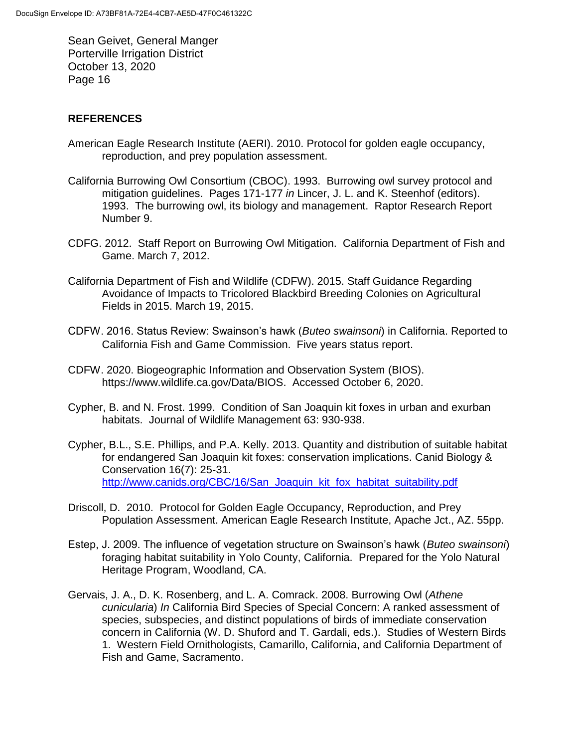## REFERENCES

American Eagle Research Institute (AERI). 2010. Protocol for golden eagle occupancy, reproduction, and prey population assessment.

California Burrowing Owl Consortium (CBOC). 1993. Burrowing owl survey protocol and mitigation guidelines. Pages 171-177 *in* Lincer, J. L. and K. Steenhof (editors). 1993. The burrowing owl, its biology and management. Raptor Research Report Number 9.

CDFG. 2012. Staff Report on Burrowing Owl Mitigation. California Department of Fish and Game. March 7, 2012.

California Department of Fish and Wildlife (CDFW). 2015. Staff Guidance Regarding Avoidance of Impacts to Tricolored Blackbird Breeding Colonies on Agricultural Fields in 2015. March 19, 2015.

CDFW. 2016. Status Review: Swainson's hawk (*Buteo swainsoni*) in California. Reported to California Fish and Game Commission. Five years status report.

CDFW. 2020. Biogeographic Information and Observation System (BIOS). https://www.wildlife.ca.gov/Data/BIOS. Accessed October 6, 2020.

Cypher, B. and N. Frost. 1999. Condition of San Joaquin kit foxes in urban and exurban habitats. Journal of Wildlife Management 63: 930-938.

Cypher, B.L., S.E. Phillips, and P.A. Kelly. 2013. Quantity and distribution of suitable habitat for endangered San Joaquin kit foxes: conservation implications. Canid Biology & Conservation 16(7): 25-31. http://www.canids.org/CBC/16/San_Joaquin_kit_fox_habitat_suitability.pdf

Driscoll, D. 2010. Protocol for Golden Eagle Occupancy, Reproduction, and Prey Population Assessment. American Eagle Research Institute, Apache Jct., AZ. 55pp.

Estep, J. 2009. The influence of vegetation structure on Swainson's hawk (*Buteo swainsoni*) foraging habitat suitability in Yolo County, California. Prepared for the Yolo Natural Heritage Program, Woodland, CA.

Gervais, J. A., D. K. Rosenberg, and L. A. Comrack. 2008. Burrowing Owl (*Athene cunicularia*) *In* California Bird Species of Special Concern: A ranked assessment of species, subspecies, and distinct populations of birds of immediate conservation concern in California (W. D. Shuford and T. Gardali, eds.). Studies of Western Birds 1. Western Field Ornithologists, Camarillo, California, and California Department of Fish and Game, Sacramento.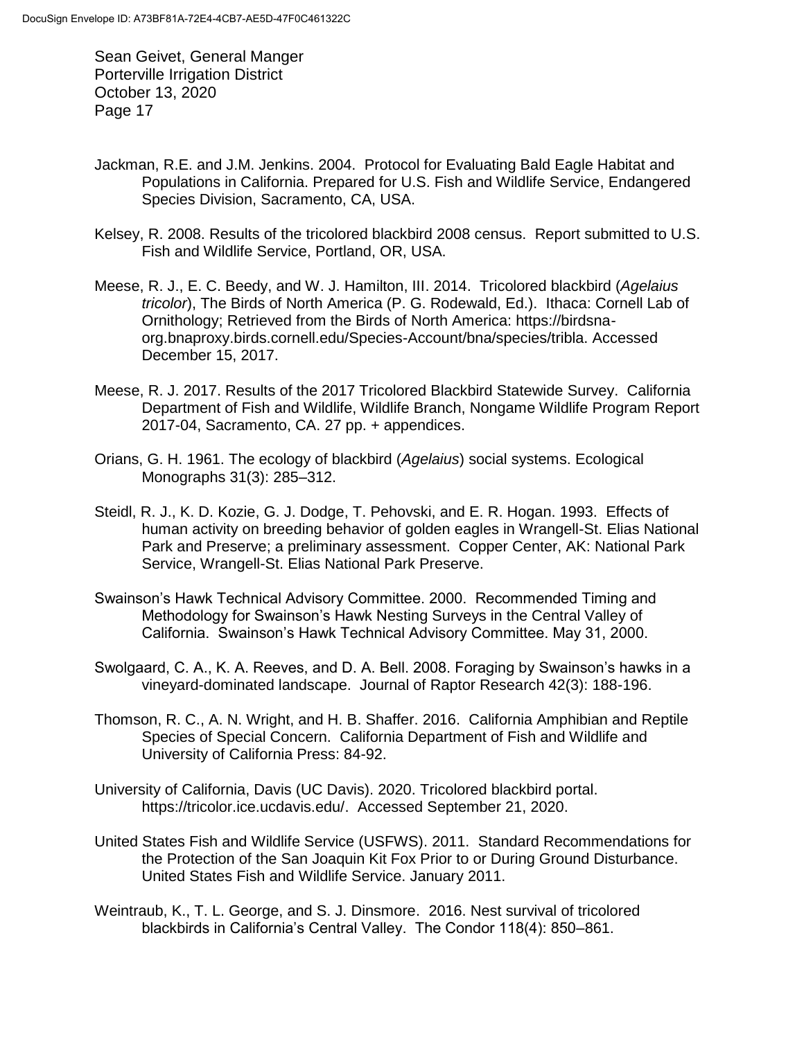Jackman, R.E. and J.M. Jenkins. 2004. Protocol for Evaluating Bald Eagle Habitat and Populations in California. Prepared for U.S. Fish and Wildlife Service, Endangered Species Division, Sacramento, CA, USA.

Kelsey, R. 2008. Results of the tricolored blackbird 2008 census. Report submitted to U.S. Fish and Wildlife Service, Portland, OR, USA.

Meese, R. J., E. C. Beedy, and W. J. Hamilton, III. 2014. Tricolored blackbird (*Agelaius tricolor*), The Birds of North America (P. G. Rodewald, Ed.). Ithaca: Cornell Lab of Ornithology; Retrieved from the Birds of North America: https://birdsna-org.bnaproxy.birds.cornell.edu/Species-Account/bna/species/tribla. Accessed December 15, 2017.

Meese, R. J. 2017. Results of the 2017 Tricolored Blackbird Statewide Survey. California Department of Fish and Wildlife, Wildlife Branch, Nongame Wildlife Program Report 2017-04, Sacramento, CA. 27 pp. + appendices.

Orians, G. H. 1961. The ecology of blackbird (*Agelaius*) social systems. Ecological Monographs 31(3): 285–312.

Steidl, R. J., K. D. Kozie, G. J. Dodge, T. Pehovski, and E. R. Hogan. 1993. Effects of human activity on breeding behavior of golden eagles in Wrangell-St. Elias National Park and Preserve; a preliminary assessment. Copper Center, AK: National Park Service, Wrangell-St. Elias National Park Preserve.

Swainson's Hawk Technical Advisory Committee. 2000. Recommended Timing and Methodology for Swainson's Hawk Nesting Surveys in the Central Valley of California. Swainson's Hawk Technical Advisory Committee. May 31, 2000.

Swolgaard, C. A., K. A. Reeves, and D. A. Bell. 2008. Foraging by Swainson's hawks in a vineyard-dominated landscape. Journal of Raptor Research 42(3): 188-196.

Thomson, R. C., A. N. Wright, and H. B. Shaffer. 2016. California Amphibian and Reptile Species of Special Concern. California Department of Fish and Wildlife and University of California Press: 84-92.

University of California, Davis (UC Davis). 2020. Tricolored blackbird portal. https://tricolor.ice.ucdavis.edu/. Accessed September 21, 2020.

United States Fish and Wildlife Service (USFWS). 2011. Standard Recommendations for the Protection of the San Joaquin Kit Fox Prior to or During Ground Disturbance. United States Fish and Wildlife Service. January 2011.

Weintraub, K., T. L. George, and S. J. Dinsmore. 2016. Nest survival of tricolored blackbirds in California's Central Valley. The Condor 118(4): 850–861.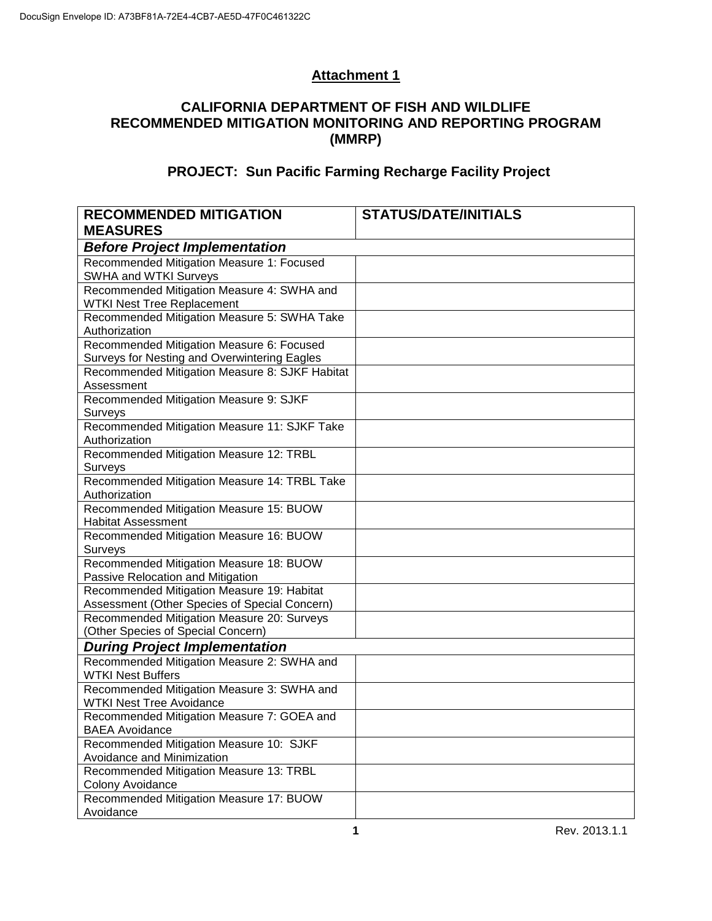## Attachment 1

### CALIFORNIA DEPARTMENT OF FISH AND WILDLIFE RECOMMENDED MITIGATION MONITORING AND REPORTING PROGRAM (MMRP)

### PROJECT: Sun Pacific Farming Recharge Facility Project

| RECOMMENDED MITIGATION MEASURES | STATUS/DATE/INITIALS |
|---|---|
| ***Before Project Implementation*** | |
| Recommended Mitigation Measure 1: Focused SWHA and WTKI Surveys | |
| Recommended Mitigation Measure 4: SWHA and WTKI Nest Tree Replacement | |
| Recommended Mitigation Measure 5: SWHA Take Authorization | |
| Recommended Mitigation Measure 6: Focused Surveys for Nesting and Overwintering Eagles | |
| Recommended Mitigation Measure 8: SJKF Habitat Assessment | |
| Recommended Mitigation Measure 9: SJKF Surveys | |
| Recommended Mitigation Measure 11: SJKF Take Authorization | |
| Recommended Mitigation Measure 12: TRBL Surveys | |
| Recommended Mitigation Measure 14: TRBL Take Authorization | |
| Recommended Mitigation Measure 15: BUOW Habitat Assessment | |
| Recommended Mitigation Measure 16: BUOW Surveys | |
| Recommended Mitigation Measure 18: BUOW Passive Relocation and Mitigation | |
| Recommended Mitigation Measure 19: Habitat Assessment (Other Species of Special Concern) | |
| Recommended Mitigation Measure 20: Surveys (Other Species of Special Concern) | |
| ***During Project Implementation*** | |
| Recommended Mitigation Measure 2: SWHA and WTKI Nest Buffers | |
| Recommended Mitigation Measure 3: SWHA and WTKI Nest Tree Avoidance | |
| Recommended Mitigation Measure 7: GOEA and BAEA Avoidance | |
| Recommended Mitigation Measure 10: SJKF Avoidance and Minimization | |
| Recommended Mitigation Measure 13: TRBL Colony Avoidance | |
| Recommended Mitigation Measure 17: BUOW Avoidance | |

Rev. 2013.1.1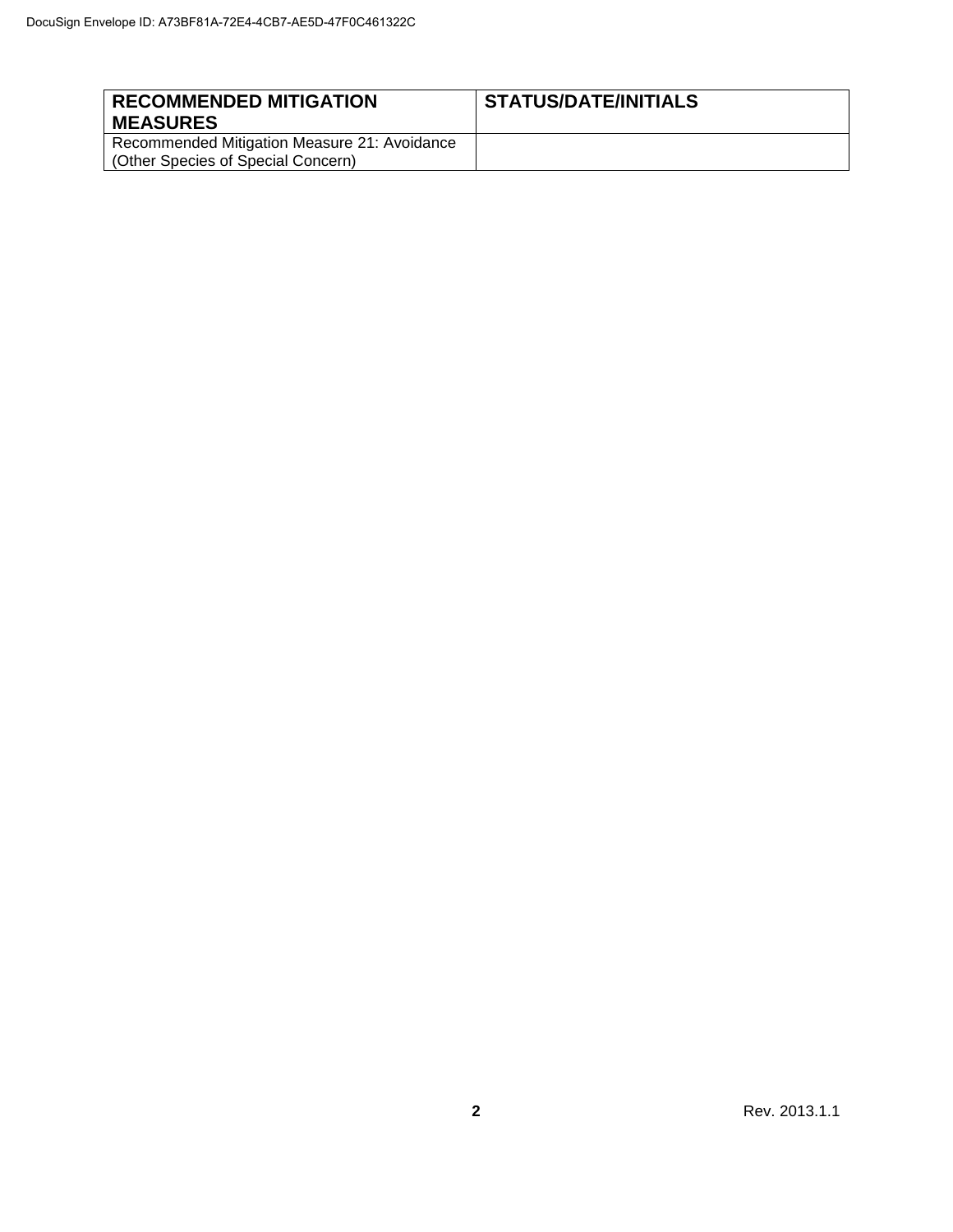| RECOMMENDED MITIGATION MEASURES | STATUS/DATE/INITIALS |
|---|---|
| Recommended Mitigation Measure 21: Avoidance (Other Species of Special Concern) | |